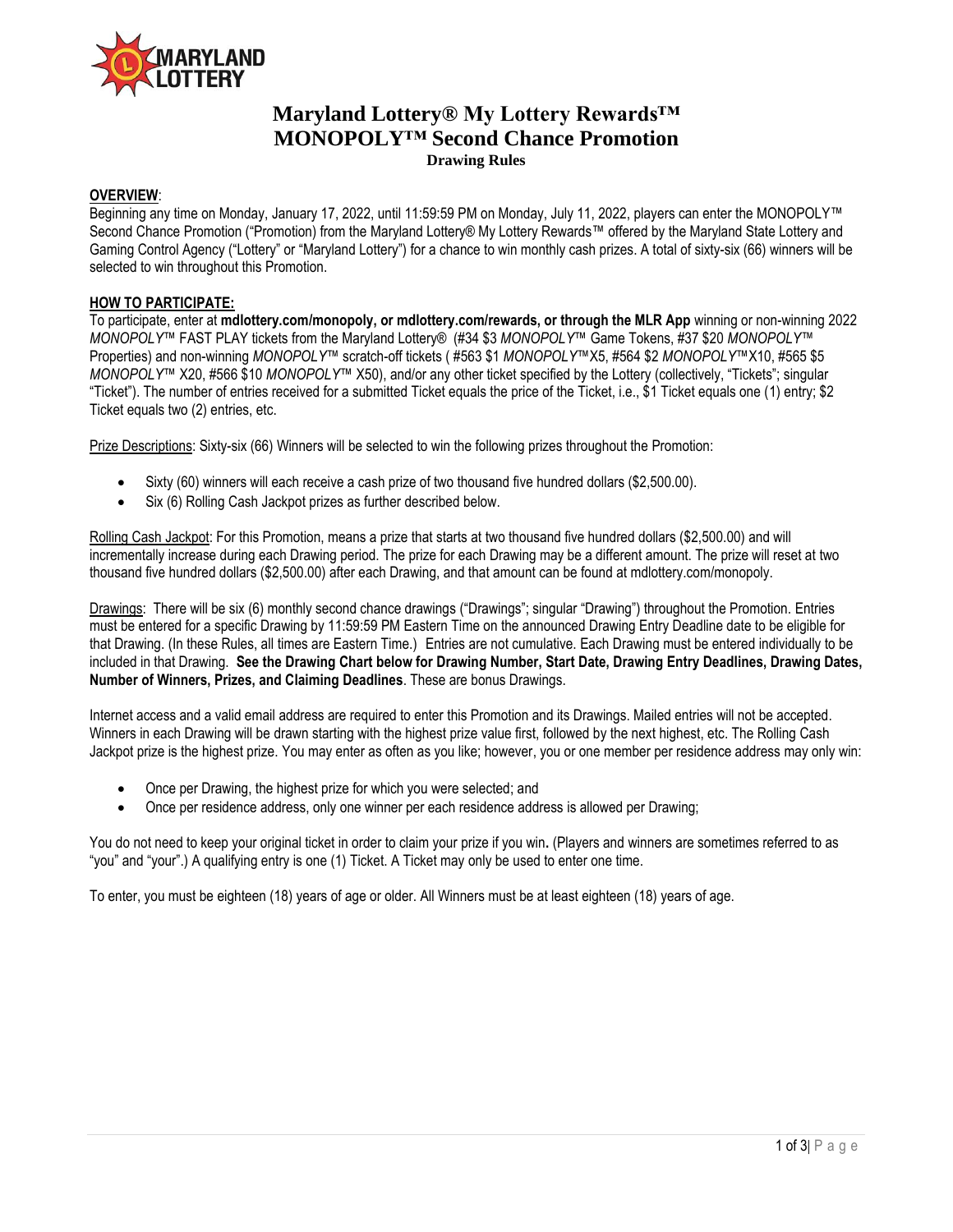MARYLAND LOTTERY

# Maryland Lottery® My Lottery Rewards™ MONOPOLY™ Second Chance Promotion

**Drawing Rules**

**OVERVIEW**:

Beginning any time on Monday, January 17, 2022, until 11:59:59 PM on Monday, July 11, 2022, players can enter the MONOPOLY™ Second Chance Promotion ("Promotion) from the Maryland Lottery® My Lottery Rewards™ offered by the Maryland State Lottery and Gaming Control Agency ("Lottery" or "Maryland Lottery") for a chance to win monthly cash prizes. A total of sixty-six (66) winners will be selected to win throughout this Promotion.

**HOW TO PARTICIPATE:**

To participate, enter at **mdlottery.com/monopoly, or mdlottery.com/rewards, or through the MLR App** winning or non-winning 2022 *MONOPOLY*™ FAST PLAY tickets from the Maryland Lottery® (#34 $3 *MONOPOLY*™ Game Tokens, #37 $20 *MONOPOLY*™ Properties) and non-winning *MONOPOLY*™ scratch-off tickets ( #563 $1 *MONOPOLY*™X5, #564 $2 *MONOPOLY*™X10, #565 $5 *MONOPOLY*™ X20, #566 $10 *MONOPOLY*™ X50), and/or any other ticket specified by the Lottery (collectively, "Tickets"; singular "Ticket"). The number of entries received for a submitted Ticket equals the price of the Ticket, i.e., $1 Ticket equals one (1) entry; $2 Ticket equals two (2) entries, etc.

Prize Descriptions: Sixty-six (66) Winners will be selected to win the following prizes throughout the Promotion:

- Sixty (60) winners will each receive a cash prize of two thousand five hundred dollars ($2,500.00).
- Six (6) Rolling Cash Jackpot prizes as further described below.

Rolling Cash Jackpot: For this Promotion, means a prize that starts at two thousand five hundred dollars ($2,500.00) and will incrementally increase during each Drawing period. The prize for each Drawing may be a different amount. The prize will reset at two thousand five hundred dollars ($2,500.00) after each Drawing, and that amount can be found at mdlottery.com/monopoly.

Drawings: There will be six (6) monthly second chance drawings ("Drawings"; singular "Drawing") throughout the Promotion. Entries must be entered for a specific Drawing by 11:59:59 PM Eastern Time on the announced Drawing Entry Deadline date to be eligible for that Drawing. (In these Rules, all times are Eastern Time.) Entries are not cumulative. Each Drawing must be entered individually to be included in that Drawing. **See the Drawing Chart below for Drawing Number, Start Date, Drawing Entry Deadlines, Drawing Dates, Number of Winners, Prizes, and Claiming Deadlines**. These are bonus Drawings.

Internet access and a valid email address are required to enter this Promotion and its Drawings. Mailed entries will not be accepted. Winners in each Drawing will be drawn starting with the highest prize value first, followed by the next highest, etc. The Rolling Cash Jackpot prize is the highest prize. You may enter as often as you like; however, you or one member per residence address may only win:

- Once per Drawing, the highest prize for which you were selected; and
- Once per residence address, only one winner per each residence address is allowed per Drawing;

You do not need to keep your original ticket in order to claim your prize if you win**.** (Players and winners are sometimes referred to as "you" and "your".) A qualifying entry is one (1) Ticket. A Ticket may only be used to enter one time.

To enter, you must be eighteen (18) years of age or older. All Winners must be at least eighteen (18) years of age.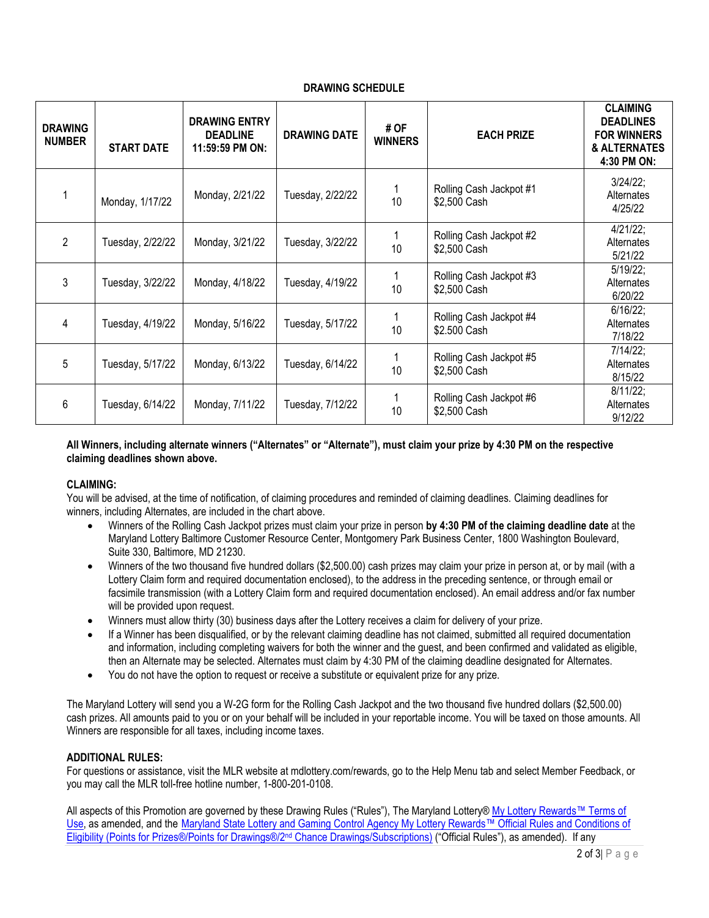## DRAWING SCHEDULE

| DRAWING NUMBER | START DATE | DRAWING ENTRY DEADLINE 11:59:59 PM ON: | DRAWING DATE | # OF WINNERS | EACH PRIZE | CLAIMING DEADLINES FOR WINNERS & ALTERNATES 4:30 PM ON: |
|---|---|---|---|---|---|---|
| 1 | Monday, 1/17/22 | Monday, 2/21/22 | Tuesday, 2/22/22 | 1<br>10 | Rolling Cash Jackpot #1<br>$2,500 Cash | 3/24/22; Alternates 4/25/22 |
| 2 | Tuesday, 2/22/22 | Monday, 3/21/22 | Tuesday, 3/22/22 | 1<br>10 | Rolling Cash Jackpot #2<br>$2,500 Cash | 4/21/22; Alternates 5/21/22 |
| 3 | Tuesday, 3/22/22 | Monday, 4/18/22 | Tuesday, 4/19/22 | 1<br>10 | Rolling Cash Jackpot #3<br>$2,500 Cash | 5/19/22; Alternates 6/20/22 |
| 4 | Tuesday, 4/19/22 | Monday, 5/16/22 | Tuesday, 5/17/22 | 1<br>10 | Rolling Cash Jackpot #4<br>$2.500 Cash | 6/16/22; Alternates 7/18/22 |
| 5 | Tuesday, 5/17/22 | Monday, 6/13/22 | Tuesday, 6/14/22 | 1<br>10 | Rolling Cash Jackpot #5<br>$2,500 Cash | 7/14/22; Alternates 8/15/22 |
| 6 | Tuesday, 6/14/22 | Monday, 7/11/22 | Tuesday, 7/12/22 | 1<br>10 | Rolling Cash Jackpot #6<br>$2,500 Cash | 8/11/22; Alternates 9/12/22 |

**All Winners, including alternate winners ("Alternates" or "Alternate"), must claim your prize by 4:30 PM on the respective claiming deadlines shown above.**

**CLAIMING:**
You will be advised, at the time of notification, of claiming procedures and reminded of claiming deadlines. Claiming deadlines for winners, including Alternates, are included in the chart above.

- Winners of the Rolling Cash Jackpot prizes must claim your prize in person **by 4:30 PM of the claiming deadline date** at the Maryland Lottery Baltimore Customer Resource Center, Montgomery Park Business Center, 1800 Washington Boulevard, Suite 330, Baltimore, MD 21230.
- Winners of the two thousand five hundred dollars ($2,500.00) cash prizes may claim your prize in person at, or by mail (with a Lottery Claim form and required documentation enclosed), to the address in the preceding sentence, or through email or facsimile transmission (with a Lottery Claim form and required documentation enclosed). An email address and/or fax number will be provided upon request.
- Winners must allow thirty (30) business days after the Lottery receives a claim for delivery of your prize.
- If a Winner has been disqualified, or by the relevant claiming deadline has not claimed, submitted all required documentation and information, including completing waivers for both the winner and the guest, and been confirmed and validated as eligible, then an Alternate may be selected. Alternates must claim by 4:30 PM of the claiming deadline designated for Alternates.
- You do not have the option to request or receive a substitute or equivalent prize for any prize.

The Maryland Lottery will send you a W-2G form for the Rolling Cash Jackpot and the two thousand five hundred dollars ($2,500.00) cash prizes. All amounts paid to you or on your behalf will be included in your reportable income. You will be taxed on those amounts. All Winners are responsible for all taxes, including income taxes.

**ADDITIONAL RULES:**
For questions or assistance, visit the MLR website at mdlottery.com/rewards, go to the Help Menu tab and select Member Feedback, or you may call the MLR toll-free hotline number, 1-800-201-0108.

All aspects of this Promotion are governed by these Drawing Rules ("Rules"), The Maryland Lottery® My Lottery Rewards™ Terms of Use, as amended, and the Maryland State Lottery and Gaming Control Agency My Lottery Rewards™ Official Rules and Conditions of Eligibility (Points for Prizes®/Points for Drawings®/2nd Chance Drawings/Subscriptions) ("Official Rules"), as amended). If any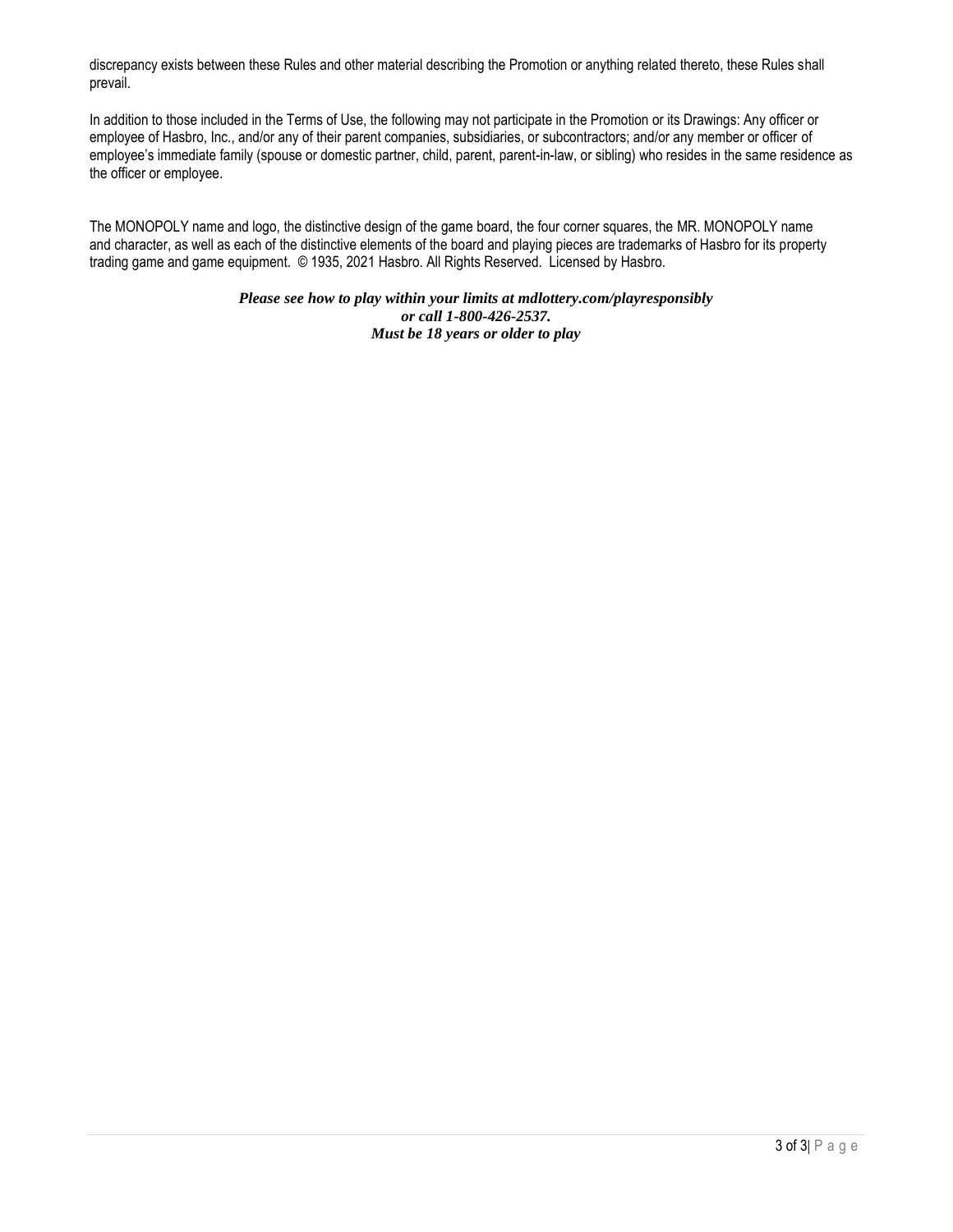discrepancy exists between these Rules and other material describing the Promotion or anything related thereto, these Rules shall prevail.

In addition to those included in the Terms of Use, the following may not participate in the Promotion or its Drawings: Any officer or employee of Hasbro, Inc., and/or any of their parent companies, subsidiaries, or subcontractors; and/or any member or officer of employee's immediate family (spouse or domestic partner, child, parent, parent-in-law, or sibling) who resides in the same residence as the officer or employee.

The MONOPOLY name and logo, the distinctive design of the game board, the four corner squares, the MR. MONOPOLY name and character, as well as each of the distinctive elements of the board and playing pieces are trademarks of Hasbro for its property trading game and game equipment. © 1935, 2021 Hasbro. All Rights Reserved. Licensed by Hasbro.

***Please see how to play within your limits at mdlottery.com/playresponsibly or call 1-800-426-2537.***
***Must be 18 years or older to play***